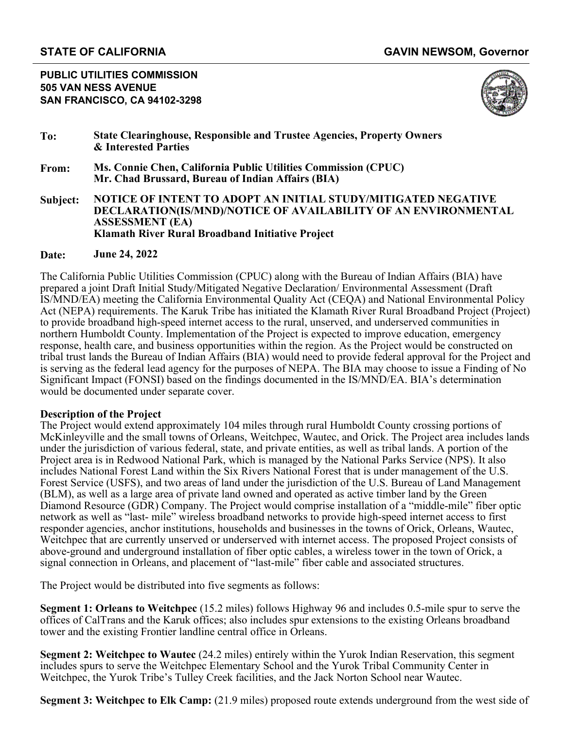**STATE OF CALIFORNIA** **GAVIN NEWSOM, Governor**

**PUBLIC UTILITIES COMMISSION**
**505 VAN NESS AVENUE**
**SAN FRANCISCO, CA 94102-3298**

**To:** **State Clearinghouse, Responsible and Trustee Agencies, Property Owners & Interested Parties**

**From:** **Ms. Connie Chen, California Public Utilities Commission (CPUC)**
**Mr. Chad Brussard, Bureau of Indian Affairs (BIA)**

**Subject:** **NOTICE OF INTENT TO ADOPT AN INITIAL STUDY/MITIGATED NEGATIVE DECLARATION(IS/MND)/NOTICE OF AVAILABILITY OF AN ENVIRONMENTAL ASSESSMENT (EA)**
**Klamath River Rural Broadband Initiative Project**

**Date:** **June 24, 2022**

The California Public Utilities Commission (CPUC) along with the Bureau of Indian Affairs (BIA) have prepared a joint Draft Initial Study/Mitigated Negative Declaration/ Environmental Assessment (Draft IS/MND/EA) meeting the California Environmental Quality Act (CEQA) and National Environmental Policy Act (NEPA) requirements. The Karuk Tribe has initiated the Klamath River Rural Broadband Project (Project) to provide broadband high-speed internet access to the rural, unserved, and underserved communities in northern Humboldt County. Implementation of the Project is expected to improve education, emergency response, health care, and business opportunities within the region. As the Project would be constructed on tribal trust lands the Bureau of Indian Affairs (BIA) would need to provide federal approval for the Project and is serving as the federal lead agency for the purposes of NEPA. The BIA may choose to issue a Finding of No Significant Impact (FONSI) based on the findings documented in the IS/MND/EA. BIA's determination would be documented under separate cover.

**Description of the Project**

The Project would extend approximately 104 miles through rural Humboldt County crossing portions of McKinleyville and the small towns of Orleans, Weitchpec, Wautec, and Orick. The Project area includes lands under the jurisdiction of various federal, state, and private entities, as well as tribal lands. A portion of the Project area is in Redwood National Park, which is managed by the National Parks Service (NPS). It also includes National Forest Land within the Six Rivers National Forest that is under management of the U.S. Forest Service (USFS), and two areas of land under the jurisdiction of the U.S. Bureau of Land Management (BLM), as well as a large area of private land owned and operated as active timber land by the Green Diamond Resource (GDR) Company. The Project would comprise installation of a "middle-mile" fiber optic network as well as "last- mile" wireless broadband networks to provide high-speed internet access to first responder agencies, anchor institutions, households and businesses in the towns of Orick, Orleans, Wautec, Weitchpec that are currently unserved or underserved with internet access. The proposed Project consists of above-ground and underground installation of fiber optic cables, a wireless tower in the town of Orick, a signal connection in Orleans, and placement of "last-mile" fiber cable and associated structures.

The Project would be distributed into five segments as follows:

**Segment 1: Orleans to Weitchpec** (15.2 miles) follows Highway 96 and includes 0.5-mile spur to serve the offices of CalTrans and the Karuk offices; also includes spur extensions to the existing Orleans broadband tower and the existing Frontier landline central office in Orleans.

**Segment 2: Weitchpec to Wautec** (24.2 miles) entirely within the Yurok Indian Reservation, this segment includes spurs to serve the Weitchpec Elementary School and the Yurok Tribal Community Center in Weitchpec, the Yurok Tribe's Tulley Creek facilities, and the Jack Norton School near Wautec.

**Segment 3: Weitchpec to Elk Camp:** (21.9 miles) proposed route extends underground from the west side of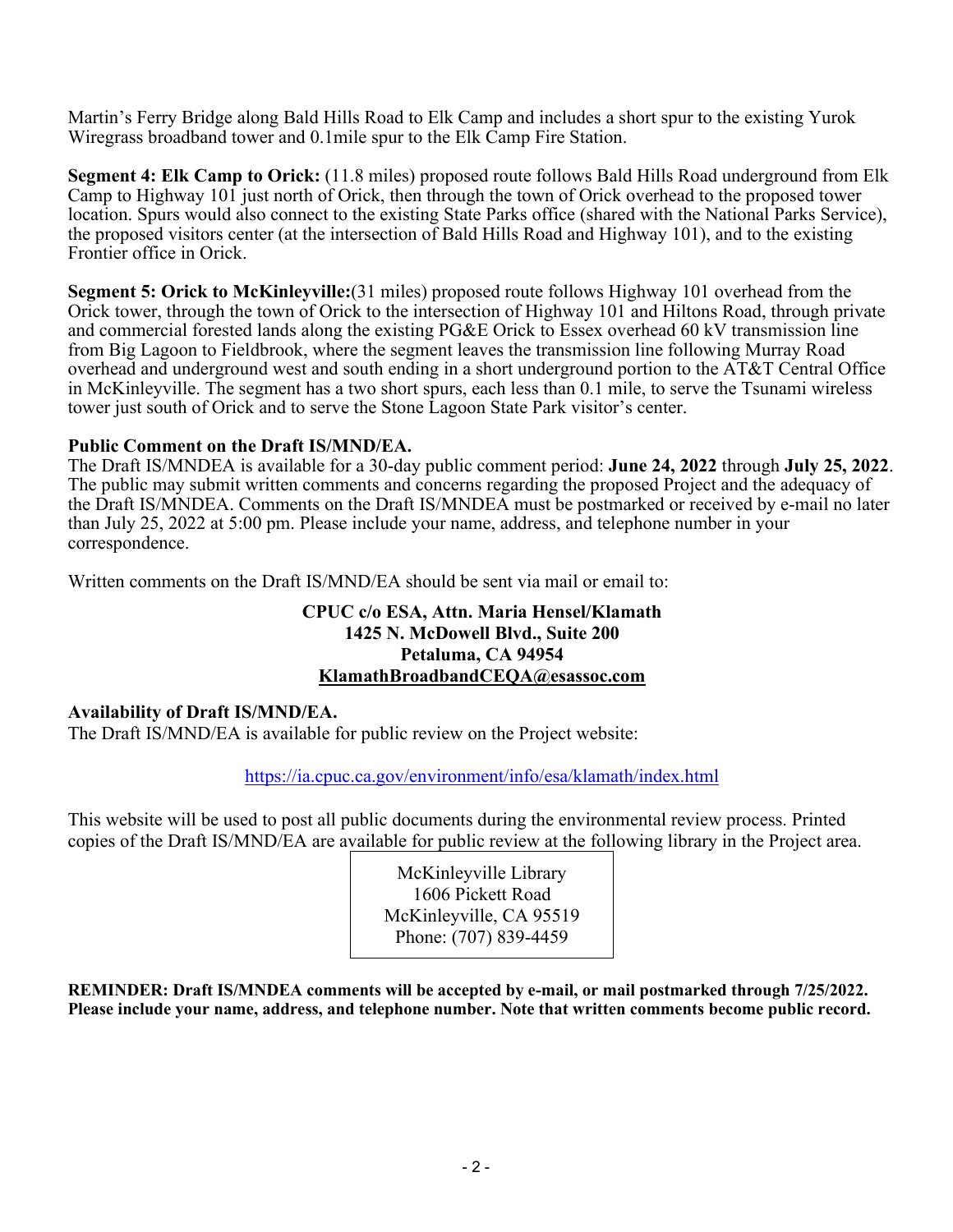Martin's Ferry Bridge along Bald Hills Road to Elk Camp and includes a short spur to the existing Yurok Wiregrass broadband tower and 0.1mile spur to the Elk Camp Fire Station.

**Segment 4: Elk Camp to Orick:** (11.8 miles) proposed route follows Bald Hills Road underground from Elk Camp to Highway 101 just north of Orick, then through the town of Orick overhead to the proposed tower location. Spurs would also connect to the existing State Parks office (shared with the National Parks Service), the proposed visitors center (at the intersection of Bald Hills Road and Highway 101), and to the existing Frontier office in Orick.

**Segment 5: Orick to McKinleyville:**(31 miles) proposed route follows Highway 101 overhead from the Orick tower, through the town of Orick to the intersection of Highway 101 and Hiltons Road, through private and commercial forested lands along the existing PG&E Orick to Essex overhead 60 kV transmission line from Big Lagoon to Fieldbrook, where the segment leaves the transmission line following Murray Road overhead and underground west and south ending in a short underground portion to the AT&T Central Office in McKinleyville. The segment has a two short spurs, each less than 0.1 mile, to serve the Tsunami wireless tower just south of Orick and to serve the Stone Lagoon State Park visitor's center.

**Public Comment on the Draft IS/MND/EA.**

The Draft IS/MNDEA is available for a 30-day public comment period: **June 24, 2022** through **July 25, 2022**. The public may submit written comments and concerns regarding the proposed Project and the adequacy of the Draft IS/MNDEA. Comments on the Draft IS/MNDEA must be postmarked or received by e-mail no later than July 25, 2022 at 5:00 pm. Please include your name, address, and telephone number in your correspondence.

Written comments on the Draft IS/MND/EA should be sent via mail or email to:

**CPUC c/o ESA, Attn. Maria Hensel/Klamath**
**1425 N. McDowell Blvd., Suite 200**
**Petaluma, CA 94954**
**KlamathBroadbandCEQA@esassoc.com**

**Availability of Draft IS/MND/EA.**

The Draft IS/MND/EA is available for public review on the Project website:

https://ia.cpuc.ca.gov/environment/info/esa/klamath/index.html

This website will be used to post all public documents during the environmental review process. Printed copies of the Draft IS/MND/EA are available for public review at the following library in the Project area.

McKinleyville Library
1606 Pickett Road
McKinleyville, CA 95519
Phone: (707) 839-4459

**REMINDER: Draft IS/MNDEA comments will be accepted by e-mail, or mail postmarked through 7/25/2022. Please include your name, address, and telephone number. Note that written comments become public record.**